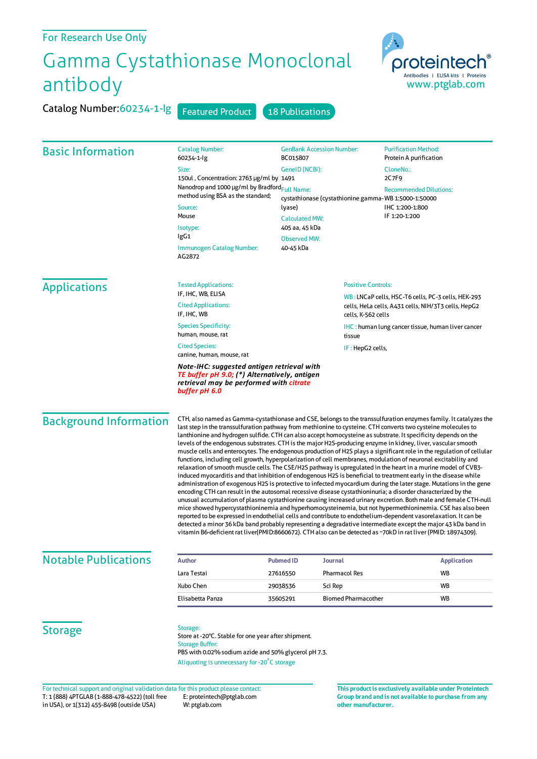For Research Use Only

# Gamma Cystathionase Monoclonal antibody

Catalog Number: 60234-1-Ig

Featured Product | 18 Publications

proteintech® Antibodies | ELISA kits | Proteins
www.ptglab.com

## Basic Information

Catalog Number:
60234-1-Ig

Size:
150ul , Concentration: 2763 μg/ml by Nanodrop and 1000 μg/ml by Bradford method using BSA as the standard;

Source:
Mouse

Isotype:
IgG1

Immunogen Catalog Number:
AG2872

GenBank Accession Number:
BC015807

GeneID (NCBI):
1491

Full Name:
cystathionase (cystathionine gamma-lyase)

Calculated MW:
405 aa, 45 kDa

Observed MW:
40-45 kDa

Purification Method:
Protein A purification

CloneNo.:
2C7F9

Recommended Dilutions:
WB 1:5000-1:50000
IHC 1:200-1:800
IF 1:20-1:200

## Applications

Tested Applications:
IF, IHC, WB, ELISA

Cited Applications:
IF, IHC, WB

Species Specificity:
human, mouse, rat

Cited Species:
canine, human, mouse, rat

***Note-IHC: suggested antigen retrieval with TE buffer pH 9.0; (*) Alternatively, antigen retrieval may be performed with citrate buffer pH 6.0***

Positive Controls:

WB : LNCaP cells, HSC-T6 cells, PC-3 cells, HEK-293 cells, HeLa cells, A431 cells, NIH/3T3 cells, HepG2 cells, K-562 cells

IHC : human lung cancer tissue, human liver cancer tissue

IF : HepG2 cells,

## Background Information

CTH, also named as Gamma-cystathionase and CSE, belongs to the transsulfuration enzymes family. It catalyzes the last step in the transsulfuration pathway from methionine to cysteine. CTH converts two cysteine molecules to lanthionine and hydrogen sulfide. CTH can also accept homocysteine as substrate. It specificity depends on the levels of the endogenous substrates. CTH is the major H2S-producing enzyme in kidney, liver, vascular smooth muscle cells and enterocytes. The endogenous production of H2S plays a significant role in the regulation of cellular functions, including cell growth, hyperpolarization of cell membranes, modulation of neuronal excitability and relaxation of smooth muscle cells. The CSE/H2S pathway is upregulated in the heart in a murine model of CVB3-induced myocarditis and that inhibition of endogenous H2S is beneficial to treatment early in the disease while administration of exogenous H2S is protective to infected myocardium during the later stage. Mutations in the gene encoding CTH can result in the autosomal recessive disease cystathioninuria; a disorder characterized by the unusual accumulation of plasma cystathionine causing increased urinary excretion. Both male and female CTH-null mice showed hypercystathioninemia and hyperhomocysteinemia, but not hypermethioninemia. CSE has also been reported to be expressed in endothelial cells and contribute to endothelium-dependent vasorelaxation. It can be detected a minor 36 kDa band probably representing a degradative intermediate except the major 43 kDa band in vitamin B6-deficient rat liver(PMID:8660672). CTH also can be detected as ~70kD in rat liver (PMID: 18974309).

## Notable Publications

| Author | Pubmed ID | Journal | Application |
|---|---|---|---|
| Lara Testai | 27616550 | Pharmacol Res | WB |
| Xubo Chen | 29038536 | Sci Rep | WB |
| Elisabetta Panza | 35605291 | Biomed Pharmacother | WB |

## Storage

Storage:
Store at -20°C. Stable for one year after shipment.

Storage Buffer:
PBS with 0.02% sodium azide and 50% glycerol pH 7.3.

Aliquoting is unnecessary for -20°C storage

For technical support and original validation data for this product please contact:
T: 1 (888) 4PTGLAB (1-888-478-4522) (toll free in USA), or 1(312) 455-8498 (outside USA)
E: proteintech@ptglab.com
W: ptglab.com

**This product is exclusively available under Proteintech Group brand and is not available to purchase from any other manufacturer.**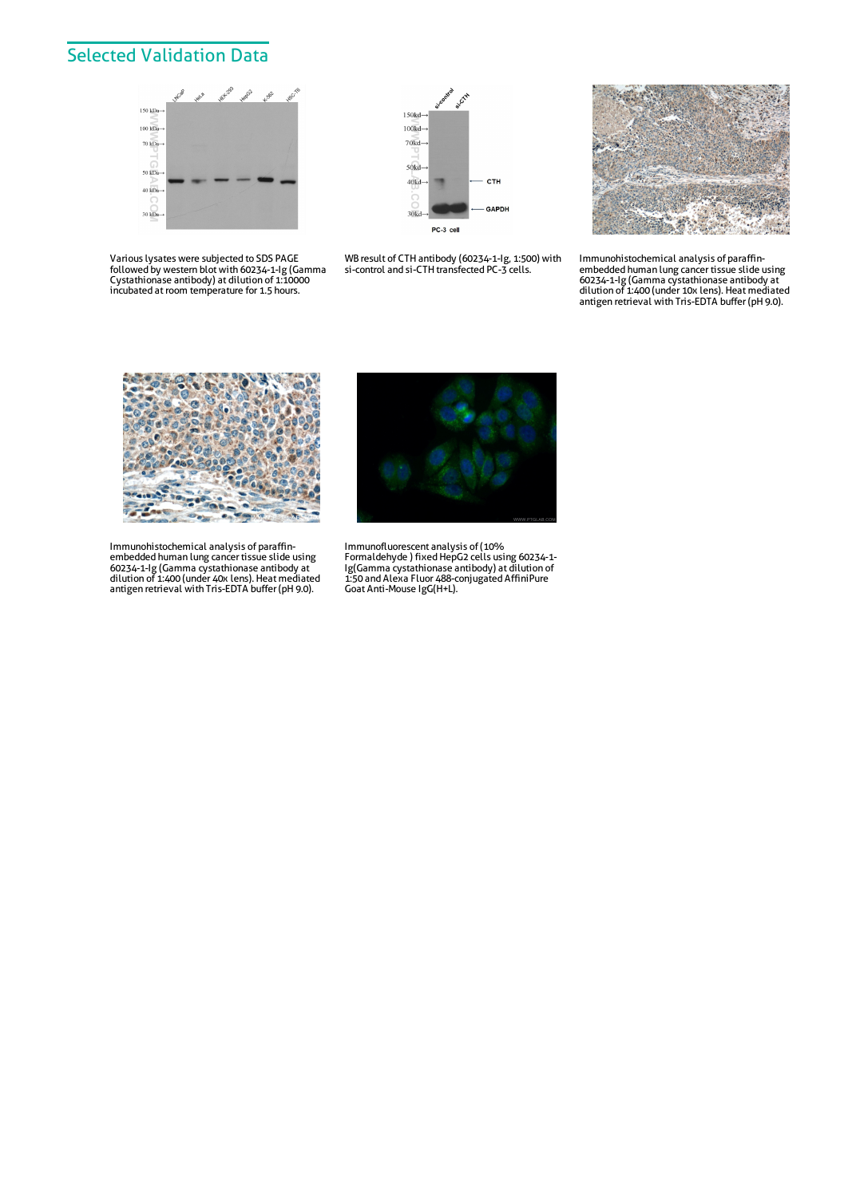## Selected Validation Data

150 kDa→
100 kDa→
70 kDa→
50 kDa→
40 kDa→
30 kDa→

LNCaP
HeLa
HEK-293
HepG2
K-562
HSC-T6

Various lysates were subjected to SDS PAGE followed by western blot with 60234-1-Ig (Gamma Cystathionase antibody) at dilution of 1:10000 incubated at room temperature for 1.5 hours.

si-control
si-CTH

150kd→
100kd→
70kd→
50kd→
40kd→
30kd→

CTH
GAPDH

PC-3 cell

WB result of CTH antibody (60234-1-Ig, 1:500) with si-control and si-CTH transfected PC-3 cells.

Immunohistochemical analysis of paraffin-embedded human lung cancer tissue slide using 60234-1-Ig (Gamma cystathionase antibody at dilution of 1:400 (under 10x lens). Heat mediated antigen retrieval with Tris-EDTA buffer (pH 9.0).

Immunohistochemical analysis of paraffin-embedded human lung cancer tissue slide using 60234-1-Ig (Gamma cystathionase antibody at dilution of 1:400 (under 40x lens). Heat mediated antigen retrieval with Tris-EDTA buffer (pH 9.0).

Immunofluorescent analysis of (10% Formaldehyde ) fixed HepG2 cells using 60234-1-Ig(Gamma cystathionase antibody) at dilution of 1:50 and Alexa Fluor 488-conjugated AffiniPure Goat Anti-Mouse IgG(H+L).